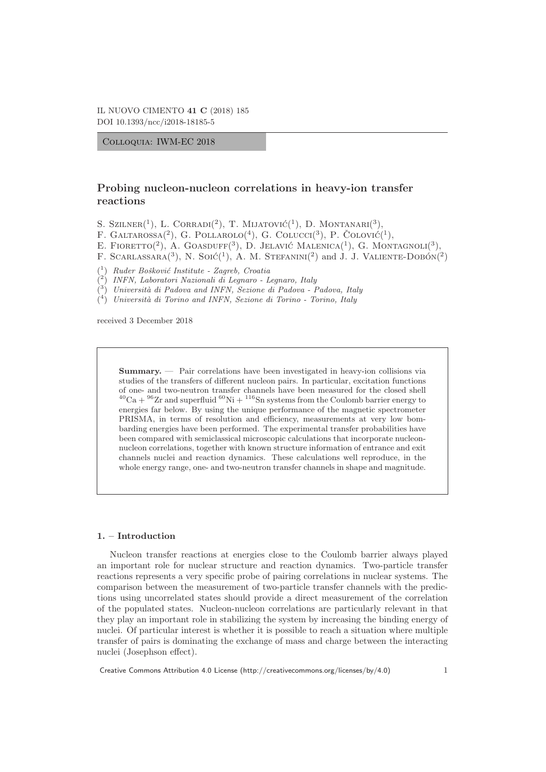IL NUOVO CIMENTO **41 C** (2018) 185
DOI 10.1393/ncc/i2018-18185-5

Colloquia: IWM-EC 2018

# Probing nucleon-nucleon correlations in heavy-ion transfer reactions

S. Szilner([1]), L. Corradi([2]), T. Mijatović([1]), D. Montanari([3]), F. Galtarossa([2]), G. Pollarolo([4]), G. Colucci([3]), P. Čolović([1]), E. Fioretto([2]), A. Goasduff([3]), D. Jelavić Malenica([1]), G. Montagnoli([3]), F. Scarlassara([3]), N. Soić([1]), A. M. Stefanini([2]) and J. J. Valiente-Dobón([2])

([1]) *Ruđer Bošković Institute - Zagreb, Croatia*
([2]) *INFN, Laboratori Nazionali di Legnaro - Legnaro, Italy*
([3]) *Università di Padova and INFN, Sezione di Padova - Padova, Italy*
([4]) *Università di Torino and INFN, Sezione di Torino - Torino, Italy*

received 3 December 2018

**Summary.** — Pair correlations have been investigated in heavy-ion collisions via studies of the transfers of different nucleon pairs. In particular, excitation functions of one- and two-neutron transfer channels have been measured for the closed shell $^{40}$Ca + $^{96}$Zr and superfluid $^{60}$Ni + $^{116}$Sn systems from the Coulomb barrier energy to energies far below. By using the unique performance of the magnetic spectrometer PRISMA, in terms of resolution and efficiency, measurements at very low bombarding energies have been performed. The experimental transfer probabilities have been compared with semiclassical microscopic calculations that incorporate nucleon-nucleon correlations, together with known structure information of entrance and exit channels nuclei and reaction dynamics. These calculations well reproduce, in the whole energy range, one- and two-neutron transfer channels in shape and magnitude.

## 1. – Introduction

Nucleon transfer reactions at energies close to the Coulomb barrier always played an important role for nuclear structure and reaction dynamics. Two-particle transfer reactions represents a very specific probe of pairing correlations in nuclear systems. The comparison between the measurement of two-particle transfer channels with the predictions using uncorrelated states should provide a direct measurement of the correlation of the populated states. Nucleon-nucleon correlations are particularly relevant in that they play an important role in stabilizing the system by increasing the binding energy of nuclei. Of particular interest is whether it is possible to reach a situation where multiple transfer of pairs is dominating the exchange of mass and charge between the interacting nuclei (Josephson effect).

Creative Commons Attribution 4.0 License (http://creativecommons.org/licenses/by/4.0)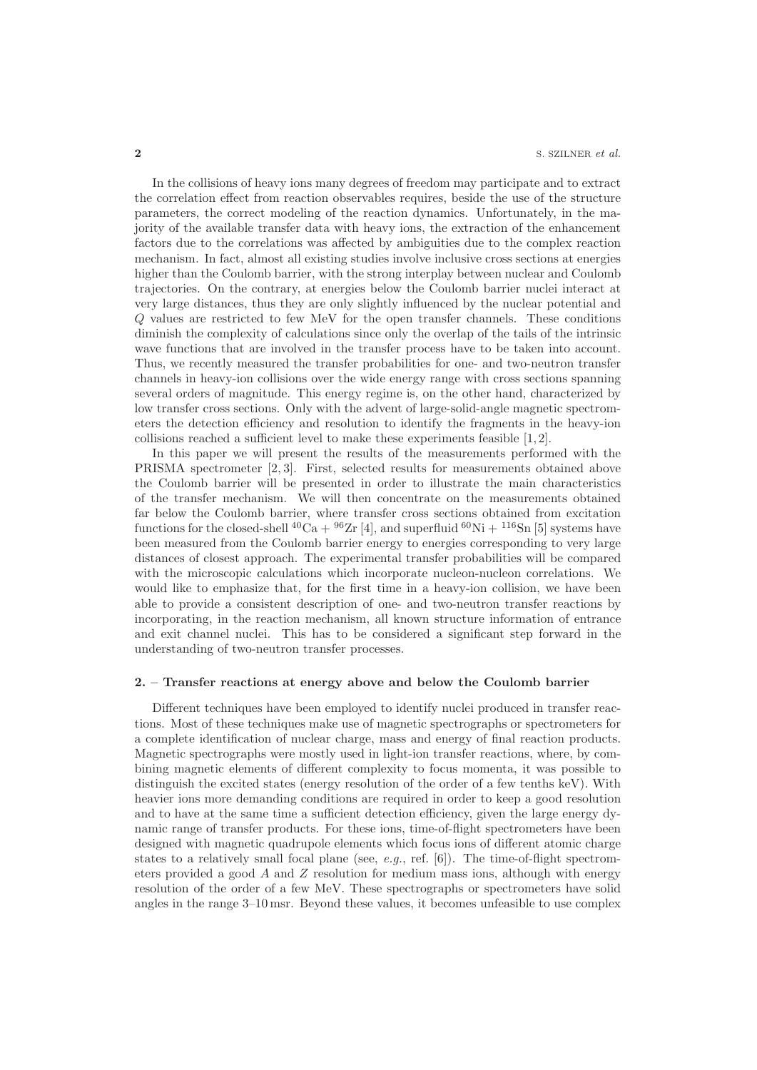In the collisions of heavy ions many degrees of freedom may participate and to extract the correlation effect from reaction observables requires, beside the use of the structure parameters, the correct modeling of the reaction dynamics. Unfortunately, in the majority of the available transfer data with heavy ions, the extraction of the enhancement factors due to the correlations was affected by ambiguities due to the complex reaction mechanism. In fact, almost all existing studies involve inclusive cross sections at energies higher than the Coulomb barrier, with the strong interplay between nuclear and Coulomb trajectories. On the contrary, at energies below the Coulomb barrier nuclei interact at very large distances, thus they are only slightly influenced by the nuclear potential and $Q$ values are restricted to few MeV for the open transfer channels. These conditions diminish the complexity of calculations since only the overlap of the tails of the intrinsic wave functions that are involved in the transfer process have to be taken into account. Thus, we recently measured the transfer probabilities for one- and two-neutron transfer channels in heavy-ion collisions over the wide energy range with cross sections spanning several orders of magnitude. This energy regime is, on the other hand, characterized by low transfer cross sections. Only with the advent of large-solid-angle magnetic spectrometers the detection efficiency and resolution to identify the fragments in the heavy-ion collisions reached a sufficient level to make these experiments feasible [1, 2].

In this paper we will present the results of the measurements performed with the PRISMA spectrometer [2, 3]. First, selected results for measurements obtained above the Coulomb barrier will be presented in order to illustrate the main characteristics of the transfer mechanism. We will then concentrate on the measurements obtained far below the Coulomb barrier, where transfer cross sections obtained from excitation functions for the closed-shell $^{40}$Ca + $^{96}$Zr [4], and superfluid $^{60}$Ni + $^{116}$Sn [5] systems have been measured from the Coulomb barrier energy to energies corresponding to very large distances of closest approach. The experimental transfer probabilities will be compared with the microscopic calculations which incorporate nucleon-nucleon correlations. We would like to emphasize that, for the first time in a heavy-ion collision, we have been able to provide a consistent description of one- and two-neutron transfer reactions by incorporating, in the reaction mechanism, all known structure information of entrance and exit channel nuclei. This has to be considered a significant step forward in the understanding of two-neutron transfer processes.

## 2. – Transfer reactions at energy above and below the Coulomb barrier

Different techniques have been employed to identify nuclei produced in transfer reactions. Most of these techniques make use of magnetic spectrographs or spectrometers for a complete identification of nuclear charge, mass and energy of final reaction products. Magnetic spectrographs were mostly used in light-ion transfer reactions, where, by combining magnetic elements of different complexity to focus momenta, it was possible to distinguish the excited states (energy resolution of the order of a few tenths keV). With heavier ions more demanding conditions are required in order to keep a good resolution and to have at the same time a sufficient detection efficiency, given the large energy dynamic range of transfer products. For these ions, time-of-flight spectrometers have been designed with magnetic quadrupole elements which focus ions of different atomic charge states to a relatively small focal plane (see, *e.g.*, ref. [6]). The time-of-flight spectrometers provided a good $A$ and $Z$ resolution for medium mass ions, although with energy resolution of the order of a few MeV. These spectrographs or spectrometers have solid angles in the range 3–10 msr. Beyond these values, it becomes unfeasible to use complex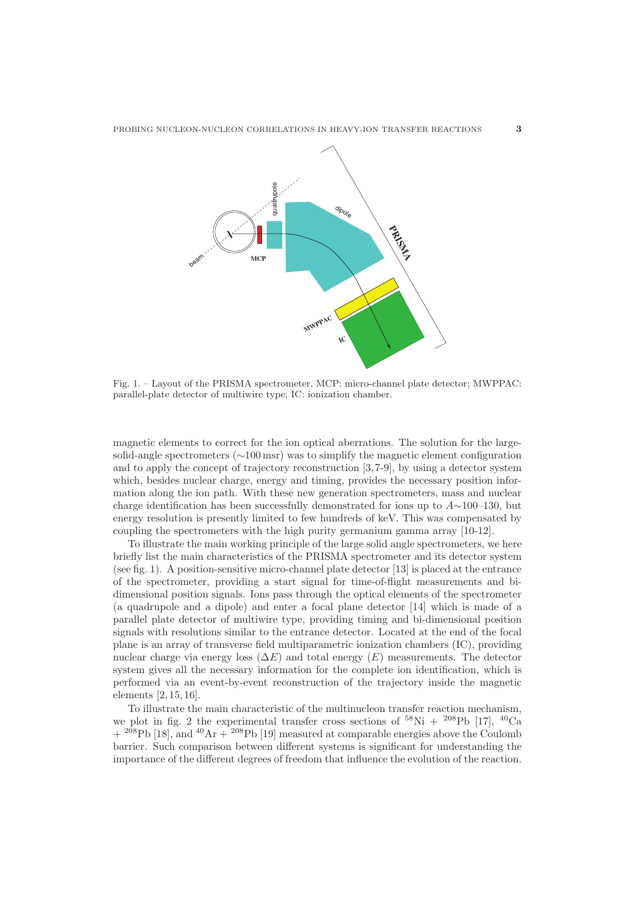Fig. 1. – Layout of the PRISMA spectrometer, MCP: micro-channel plate detector; MWPPAC: parallel-plate detector of multiwire type; IC: ionization chamber.

magnetic elements to correct for the ion optical aberrations. The solution for the large-solid-angle spectrometers ($\sim$100 msr) was to simplify the magnetic element configuration and to apply the concept of trajectory reconstruction [3, 7-9], by using a detector system which, besides nuclear charge, energy and timing, provides the necessary position information along the ion path. With these new generation spectrometers, mass and nuclear charge identification has been successfully demonstrated for ions up to $A\sim$100–130, but energy resolution is presently limited to few hundreds of keV. This was compensated by coupling the spectrometers with the high purity germanium gamma array [10-12].

To illustrate the main working principle of the large solid angle spectrometers, we here briefly list the main characteristics of the PRISMA spectrometer and its detector system (see fig. 1). A position-sensitive micro-channel plate detector [13] is placed at the entrance of the spectrometer, providing a start signal for time-of-flight measurements and bi-dimensional position signals. Ions pass through the optical elements of the spectrometer (a quadrupole and a dipole) and enter a focal plane detector [14] which is made of a parallel plate detector of multiwire type, providing timing and bi-dimensional position signals with resolutions similar to the entrance detector. Located at the end of the focal plane is an array of transverse field multiparametric ionization chambers (IC), providing nuclear charge via energy loss ($\Delta E$) and total energy ($E$) measurements. The detector system gives all the necessary information for the complete ion identification, which is performed via an event-by-event reconstruction of the trajectory inside the magnetic elements [2, 15, 16].

To illustrate the main characteristic of the multinucleon transfer reaction mechanism, we plot in fig. 2 the experimental transfer cross sections of $^{58}$Ni + $^{208}$Pb [17], $^{40}$Ca + $^{208}$Pb [18], and $^{40}$Ar + $^{208}$Pb [19] measured at comparable energies above the Coulomb barrier. Such comparison between different systems is significant for understanding the importance of the different degrees of freedom that influence the evolution of the reaction.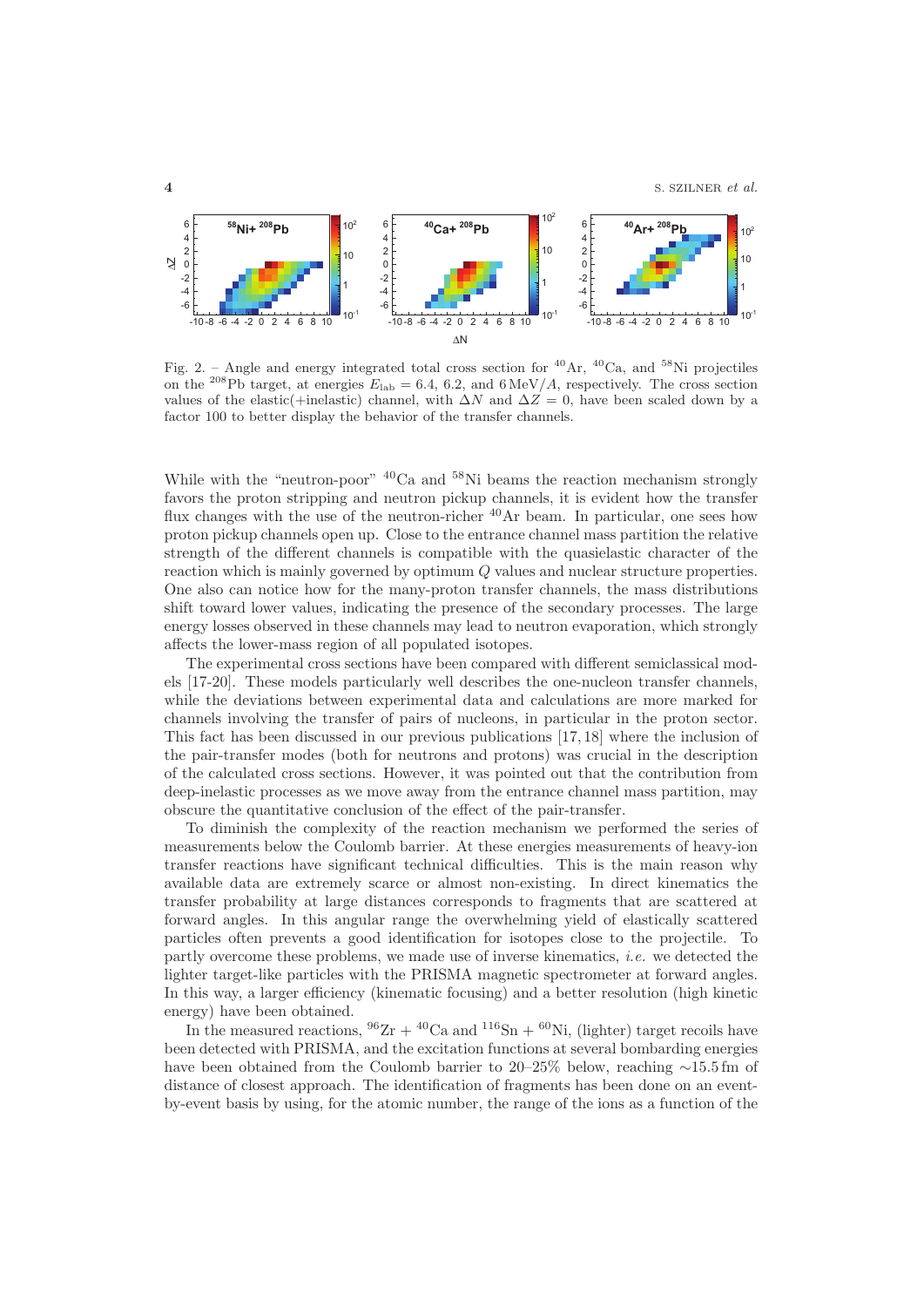Fig. 2. – Angle and energy integrated total cross section for $^{40}$Ar, $^{40}$Ca, and $^{58}$Ni projectiles on the $^{208}$Pb target, at energies $E_{\mathrm{lab}} = 6.4$, 6.2, and 6 MeV/$A$, respectively. The cross section values of the elastic(+inelastic) channel, with $\Delta N$ and $\Delta Z = 0$, have been scaled down by a factor 100 to better display the behavior of the transfer channels.

While with the "neutron-poor" $^{40}$Ca and $^{58}$Ni beams the reaction mechanism strongly favors the proton stripping and neutron pickup channels, it is evident how the transfer flux changes with the use of the neutron-richer $^{40}$Ar beam. In particular, one sees how proton pickup channels open up. Close to the entrance channel mass partition the relative strength of the different channels is compatible with the quasielastic character of the reaction which is mainly governed by optimum $Q$ values and nuclear structure properties. One also can notice how for the many-proton transfer channels, the mass distributions shift toward lower values, indicating the presence of the secondary processes. The large energy losses observed in these channels may lead to neutron evaporation, which strongly affects the lower-mass region of all populated isotopes.

The experimental cross sections have been compared with different semiclassical models [17-20]. These models particularly well describes the one-nucleon transfer channels, while the deviations between experimental data and calculations are more marked for channels involving the transfer of pairs of nucleons, in particular in the proton sector. This fact has been discussed in our previous publications [17, 18] where the inclusion of the pair-transfer modes (both for neutrons and protons) was crucial in the description of the calculated cross sections. However, it was pointed out that the contribution from deep-inelastic processes as we move away from the entrance channel mass partition, may obscure the quantitative conclusion of the effect of the pair-transfer.

To diminish the complexity of the reaction mechanism we performed the series of measurements below the Coulomb barrier. At these energies measurements of heavy-ion transfer reactions have significant technical difficulties. This is the main reason why available data are extremely scarce or almost non-existing. In direct kinematics the transfer probability at large distances corresponds to fragments that are scattered at forward angles. In this angular range the overwhelming yield of elastically scattered particles often prevents a good identification for isotopes close to the projectile. To partly overcome these problems, we made use of inverse kinematics, *i.e.* we detected the lighter target-like particles with the PRISMA magnetic spectrometer at forward angles. In this way, a larger efficiency (kinematic focusing) and a better resolution (high kinetic energy) have been obtained.

In the measured reactions, $^{96}$Zr + $^{40}$Ca and $^{116}$Sn + $^{60}$Ni, (lighter) target recoils have been detected with PRISMA, and the excitation functions at several bombarding energies have been obtained from the Coulomb barrier to 20–25% below, reaching $\sim$15.5 fm of distance of closest approach. The identification of fragments has been done on an event-by-event basis by using, for the atomic number, the range of the ions as a function of the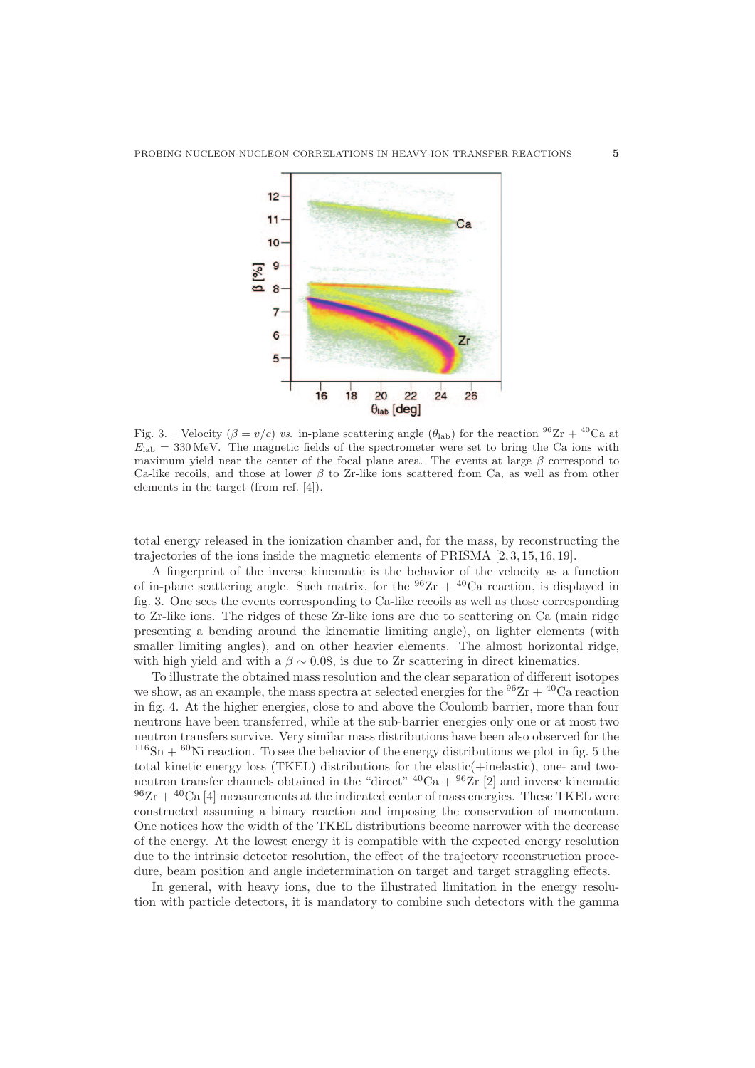Fig. 3. – Velocity ($\beta = v/c$) *vs.* in-plane scattering angle ($\theta_{\rm lab}$) for the reaction $^{96}$Zr + $^{40}$Ca at $E_{\rm lab}$ = 330 MeV. The magnetic fields of the spectrometer were set to bring the Ca ions with maximum yield near the center of the focal plane area. The events at large $\beta$ correspond to Ca-like recoils, and those at lower $\beta$ to Zr-like ions scattered from Ca, as well as from other elements in the target (from ref. [4]).

total energy released in the ionization chamber and, for the mass, by reconstructing the trajectories of the ions inside the magnetic elements of PRISMA [2, 3, 15, 16, 19].

A fingerprint of the inverse kinematic is the behavior of the velocity as a function of in-plane scattering angle. Such matrix, for the $^{96}$Zr + $^{40}$Ca reaction, is displayed in fig. 3. One sees the events corresponding to Ca-like recoils as well as those corresponding to Zr-like ions. The ridges of these Zr-like ions are due to scattering on Ca (main ridge presenting a bending around the kinematic limiting angle), on lighter elements (with smaller limiting angles), and on other heavier elements. The almost horizontal ridge, with high yield and with a $\beta \sim 0.08$, is due to Zr scattering in direct kinematics.

To illustrate the obtained mass resolution and the clear separation of different isotopes we show, as an example, the mass spectra at selected energies for the $^{96}$Zr + $^{40}$Ca reaction in fig. 4. At the higher energies, close to and above the Coulomb barrier, more than four neutrons have been transferred, while at the sub-barrier energies only one or at most two neutron transfers survive. Very similar mass distributions have been also observed for the $^{116}$Sn + $^{60}$Ni reaction. To see the behavior of the energy distributions we plot in fig. 5 the total kinetic energy loss (TKEL) distributions for the elastic(+inelastic), one- and two-neutron transfer channels obtained in the "direct" $^{40}$Ca + $^{96}$Zr [2] and inverse kinematic $^{96}$Zr + $^{40}$Ca [4] measurements at the indicated center of mass energies. These TKEL were constructed assuming a binary reaction and imposing the conservation of momentum. One notices how the width of the TKEL distributions become narrower with the decrease of the energy. At the lowest energy it is compatible with the expected energy resolution due to the intrinsic detector resolution, the effect of the trajectory reconstruction procedure, beam position and angle indetermination on target and target straggling effects.

In general, with heavy ions, due to the illustrated limitation in the energy resolution with particle detectors, it is mandatory to combine such detectors with the gamma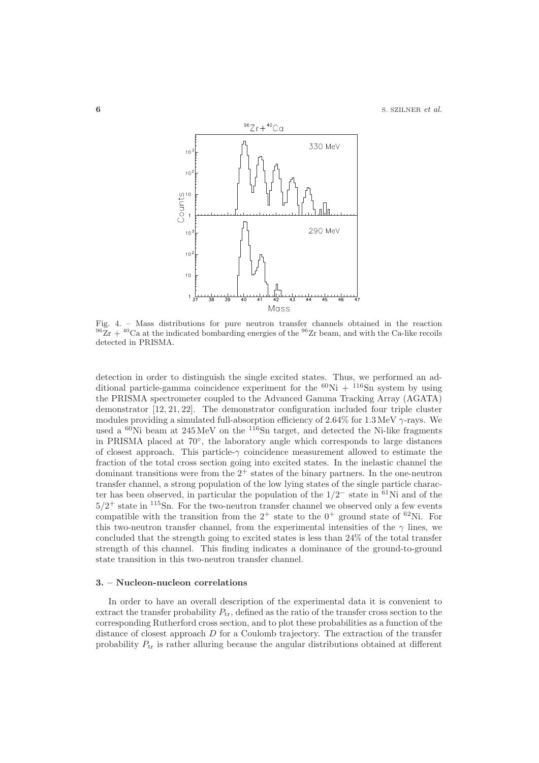Fig. 4. – Mass distributions for pure neutron transfer channels obtained in the reaction $^{96}$Zr + $^{40}$Ca at the indicated bombarding energies of the $^{96}$Zr beam, and with the Ca-like recoils detected in PRISMA.

detection in order to distinguish the single excited states. Thus, we performed an additional particle-gamma coincidence experiment for the $^{60}$Ni + $^{116}$Sn system by using the PRISMA spectrometer coupled to the Advanced Gamma Tracking Array (AGATA) demonstrator [12, 21, 22]. The demonstrator configuration included four triple cluster modules providing a simulated full-absorption efficiency of 2.64% for 1.3 MeV $\gamma$-rays. We used a $^{60}$Ni beam at 245 MeV on the $^{116}$Sn target, and detected the Ni-like fragments in PRISMA placed at 70°, the laboratory angle which corresponds to large distances of closest approach. This particle-$\gamma$ coincidence measurement allowed to estimate the fraction of the total cross section going into excited states. In the inelastic channel the dominant transitions were from the $2^+$ states of the binary partners. In the one-neutron transfer channel, a strong population of the low lying states of the single particle character has been observed, in particular the population of the $1/2^-$ state in $^{61}$Ni and of the $5/2^+$ state in $^{115}$Sn. For the two-neutron transfer channel we observed only a few events compatible with the transition from the $2^+$ state to the $0^+$ ground state of $^{62}$Ni. For this two-neutron transfer channel, from the experimental intensities of the $\gamma$ lines, we concluded that the strength going to excited states is less than 24% of the total transfer strength of this channel. This finding indicates a dominance of the ground-to-ground state transition in this two-neutron transfer channel.

## 3. – Nucleon-nucleon correlations

In order to have an overall description of the experimental data it is convenient to extract the transfer probability $P_{\mathrm{tr}}$, defined as the ratio of the transfer cross section to the corresponding Rutherford cross section, and to plot these probabilities as a function of the distance of closest approach $D$ for a Coulomb trajectory. The extraction of the transfer probability $P_{\mathrm{tr}}$ is rather alluring because the angular distributions obtained at different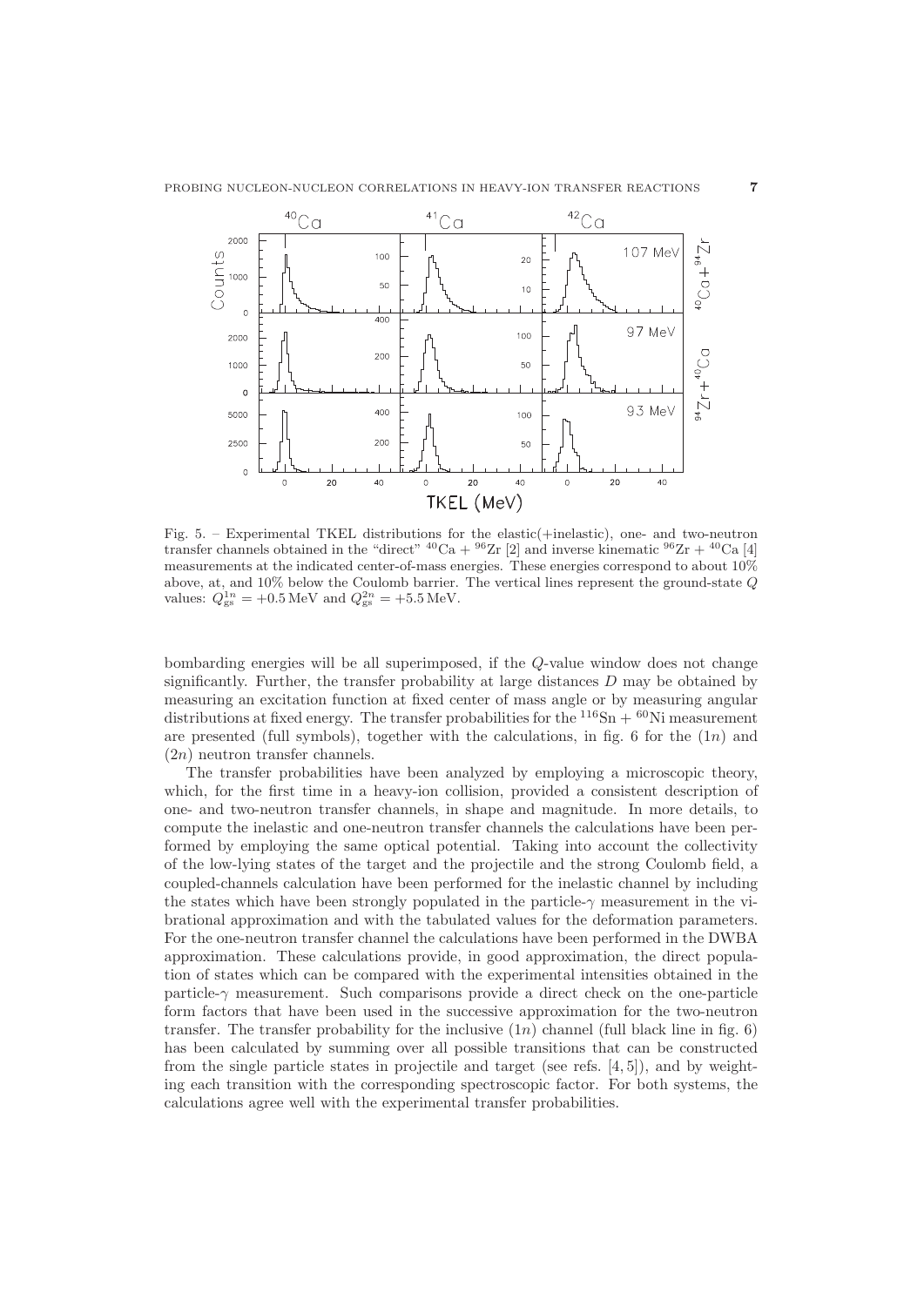Fig. 5. – Experimental TKEL distributions for the elastic(+inelastic), one- and two-neutron transfer channels obtained in the "direct" $^{40}$Ca + $^{96}$Zr [2] and inverse kinematic $^{96}$Zr + $^{40}$Ca [4] measurements at the indicated center-of-mass energies. These energies correspond to about 10% above, at, and 10% below the Coulomb barrier. The vertical lines represent the ground-state $Q$ values: $Q^{1n}_{\rm gs} = +0.5$ MeV and $Q^{2n}_{\rm gs} = +5.5$ MeV.

bombarding energies will be all superimposed, if the $Q$-value window does not change significantly. Further, the transfer probability at large distances $D$ may be obtained by measuring an excitation function at fixed center of mass angle or by measuring angular distributions at fixed energy. The transfer probabilities for the $^{116}$Sn + $^{60}$Ni measurement are presented (full symbols), together with the calculations, in fig. 6 for the $(1n)$ and $(2n)$ neutron transfer channels.

The transfer probabilities have been analyzed by employing a microscopic theory, which, for the first time in a heavy-ion collision, provided a consistent description of one- and two-neutron transfer channels, in shape and magnitude. In more details, to compute the inelastic and one-neutron transfer channels the calculations have been performed by employing the same optical potential. Taking into account the collectivity of the low-lying states of the target and the projectile and the strong Coulomb field, a coupled-channels calculation have been performed for the inelastic channel by including the states which have been strongly populated in the particle-$\gamma$ measurement in the vibrational approximation and with the tabulated values for the deformation parameters. For the one-neutron transfer channel the calculations have been performed in the DWBA approximation. These calculations provide, in good approximation, the direct population of states which can be compared with the experimental intensities obtained in the particle-$\gamma$ measurement. Such comparisons provide a direct check on the one-particle form factors that have been used in the successive approximation for the two-neutron transfer. The transfer probability for the inclusive $(1n)$ channel (full black line in fig. 6) has been calculated by summing over all possible transitions that can be constructed from the single particle states in projectile and target (see refs. [4, 5]), and by weighting each transition with the corresponding spectroscopic factor. For both systems, the calculations agree well with the experimental transfer probabilities.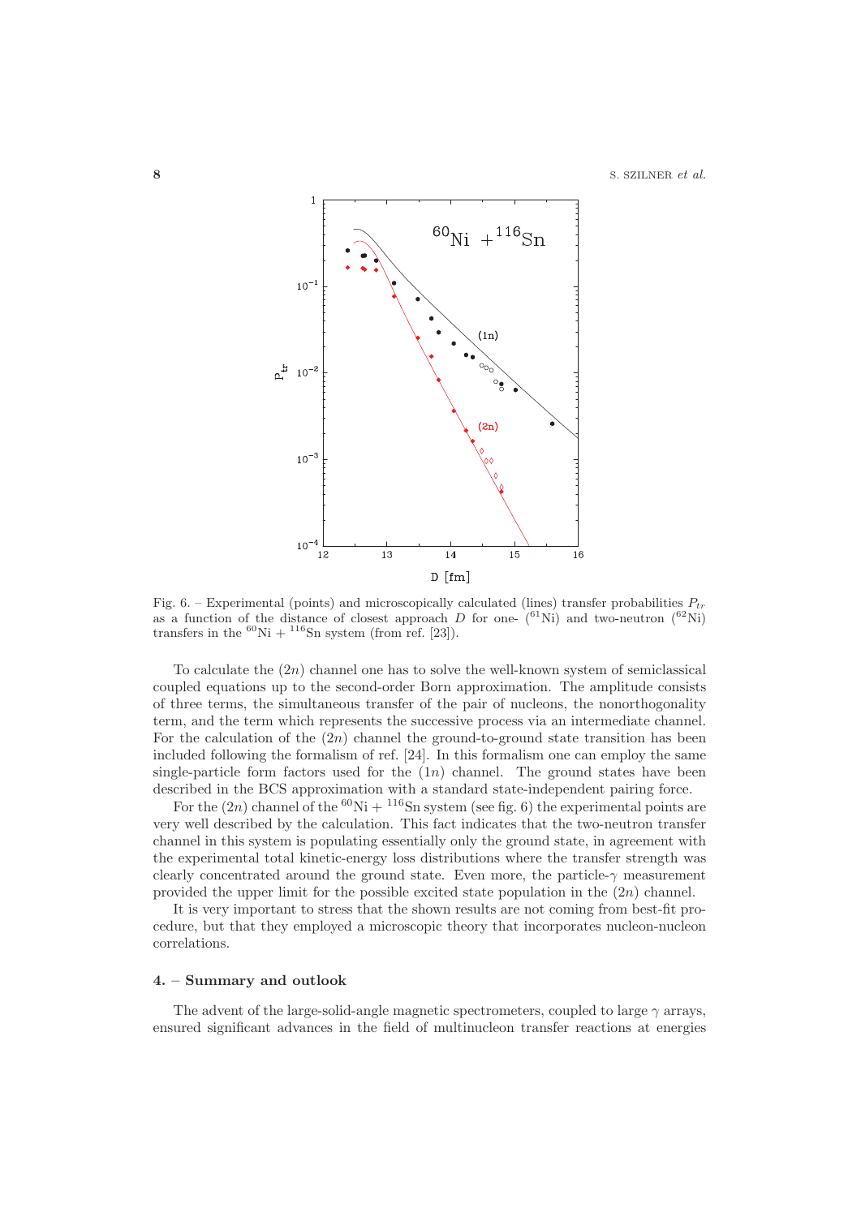Fig. 6. – Experimental (points) and microscopically calculated (lines) transfer probabilities $P_{tr}$ as a function of the distance of closest approach $D$ for one- ($^{61}$Ni) and two-neutron ($^{62}$Ni) transfers in the $^{60}$Ni + $^{116}$Sn system (from ref. [23]).

To calculate the $(2n)$ channel one has to solve the well-known system of semiclassical coupled equations up to the second-order Born approximation. The amplitude consists of three terms, the simultaneous transfer of the pair of nucleons, the nonorthogonality term, and the term which represents the successive process via an intermediate channel. For the calculation of the $(2n)$ channel the ground-to-ground state transition has been included following the formalism of ref. [24]. In this formalism one can employ the same single-particle form factors used for the $(1n)$ channel. The ground states have been described in the BCS approximation with a standard state-independent pairing force.

For the $(2n)$ channel of the $^{60}$Ni + $^{116}$Sn system (see fig. 6) the experimental points are very well described by the calculation. This fact indicates that the two-neutron transfer channel in this system is populating essentially only the ground state, in agreement with the experimental total kinetic-energy loss distributions where the transfer strength was clearly concentrated around the ground state. Even more, the particle-$\gamma$ measurement provided the upper limit for the possible excited state population in the $(2n)$ channel.

It is very important to stress that the shown results are not coming from best-fit procedure, but that they employed a microscopic theory that incorporates nucleon-nucleon correlations.

## 4. – Summary and outlook

The advent of the large-solid-angle magnetic spectrometers, coupled to large $\gamma$ arrays, ensured significant advances in the field of multinucleon transfer reactions at energies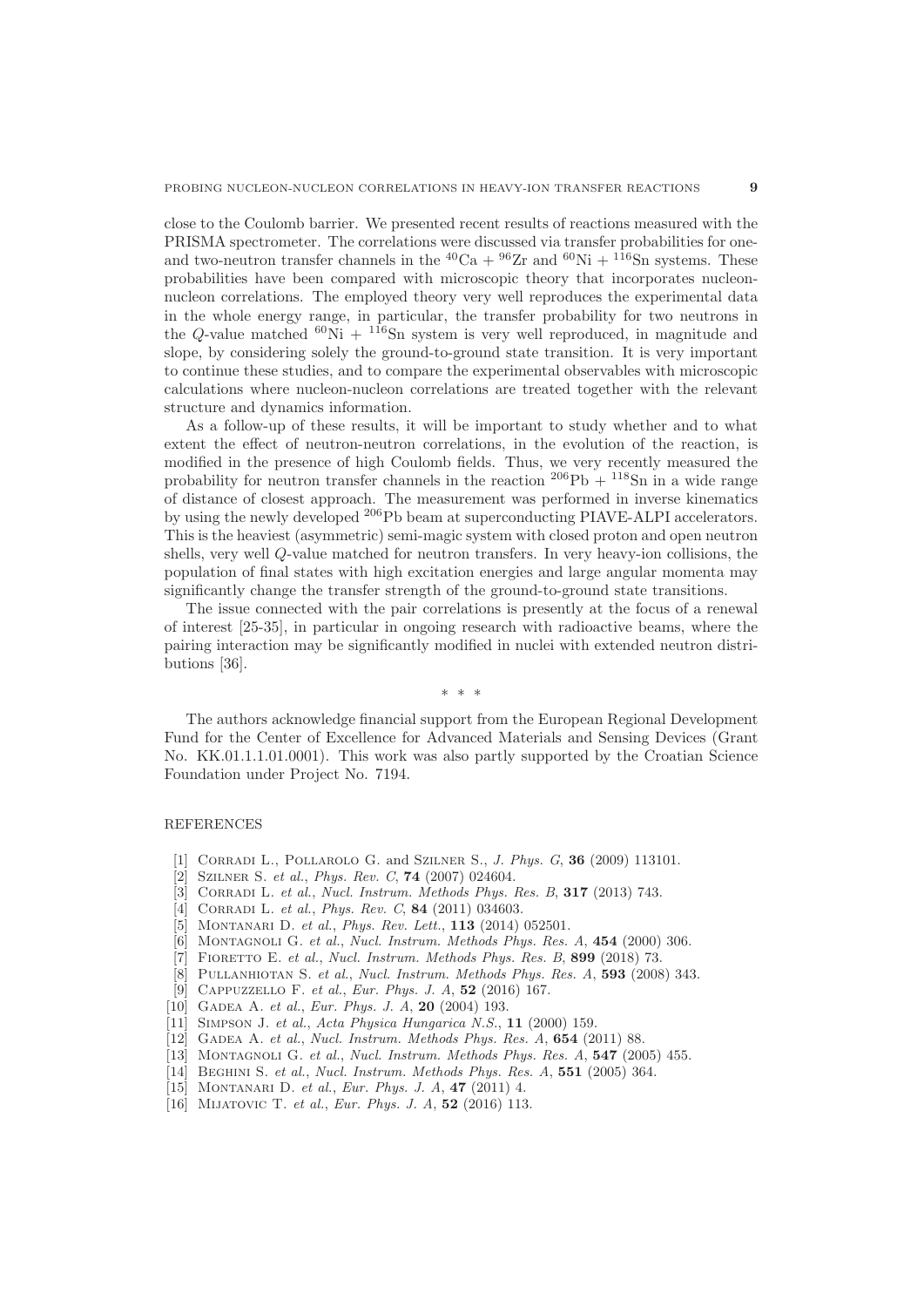close to the Coulomb barrier. We presented recent results of reactions measured with the PRISMA spectrometer. The correlations were discussed via transfer probabilities for one- and two-neutron transfer channels in the $^{40}$Ca + $^{96}$Zr and $^{60}$Ni + $^{116}$Sn systems. These probabilities have been compared with microscopic theory that incorporates nucleon-nucleon correlations. The employed theory very well reproduces the experimental data in the whole energy range, in particular, the transfer probability for two neutrons in the $Q$-value matched $^{60}$Ni + $^{116}$Sn system is very well reproduced, in magnitude and slope, by considering solely the ground-to-ground state transition. It is very important to continue these studies, and to compare the experimental observables with microscopic calculations where nucleon-nucleon correlations are treated together with the relevant structure and dynamics information.

As a follow-up of these results, it will be important to study whether and to what extent the effect of neutron-neutron correlations, in the evolution of the reaction, is modified in the presence of high Coulomb fields. Thus, we very recently measured the probability for neutron transfer channels in the reaction $^{206}$Pb + $^{118}$Sn in a wide range of distance of closest approach. The measurement was performed in inverse kinematics by using the newly developed $^{206}$Pb beam at superconducting PIAVE-ALPI accelerators. This is the heaviest (asymmetric) semi-magic system with closed proton and open neutron shells, very well $Q$-value matched for neutron transfers. In very heavy-ion collisions, the population of final states with high excitation energies and large angular momenta may significantly change the transfer strength of the ground-to-ground state transitions.

The issue connected with the pair correlations is presently at the focus of a renewal of interest [25-35], in particular in ongoing research with radioactive beams, where the pairing interaction may be significantly modified in nuclei with extended neutron distributions [36].

\* \* \*

The authors acknowledge financial support from the European Regional Development Fund for the Center of Excellence for Advanced Materials and Sensing Devices (Grant No. KK.01.1.1.01.0001). This work was also partly supported by the Croatian Science Foundation under Project No. 7194.

## REFERENCES

[1] Corradi L., Pollarolo G. and Szilner S., *J. Phys. G*, **36** (2009) 113101.
[2] Szilner S. *et al.*, *Phys. Rev. C*, **74** (2007) 024604.
[3] Corradi L. *et al.*, *Nucl. Instrum. Methods Phys. Res. B*, **317** (2013) 743.
[4] Corradi L. *et al.*, *Phys. Rev. C*, **84** (2011) 034603.
[5] Montanari D. *et al.*, *Phys. Rev. Lett.*, **113** (2014) 052501.
[6] Montagnoli G. *et al.*, *Nucl. Instrum. Methods Phys. Res. A*, **454** (2000) 306.
[7] Fioretto E. *et al.*, *Nucl. Instrum. Methods Phys. Res. B*, **899** (2018) 73.
[8] Pullanhiotan S. *et al.*, *Nucl. Instrum. Methods Phys. Res. A*, **593** (2008) 343.
[9] Cappuzzello F. *et al.*, *Eur. Phys. J. A*, **52** (2016) 167.
[10] Gadea A. *et al.*, *Eur. Phys. J. A*, **20** (2004) 193.
[11] Simpson J. *et al.*, *Acta Physica Hungarica N.S.*, **11** (2000) 159.
[12] Gadea A. *et al.*, *Nucl. Instrum. Methods Phys. Res. A*, **654** (2011) 88.
[13] Montagnoli G. *et al.*, *Nucl. Instrum. Methods Phys. Res. A*, **547** (2005) 455.
[14] Beghini S. *et al.*, *Nucl. Instrum. Methods Phys. Res. A*, **551** (2005) 364.
[15] Montanari D. *et al.*, *Eur. Phys. J. A*, **47** (2011) 4.
[16] Mijatovic T. *et al.*, *Eur. Phys. J. A*, **52** (2016) 113.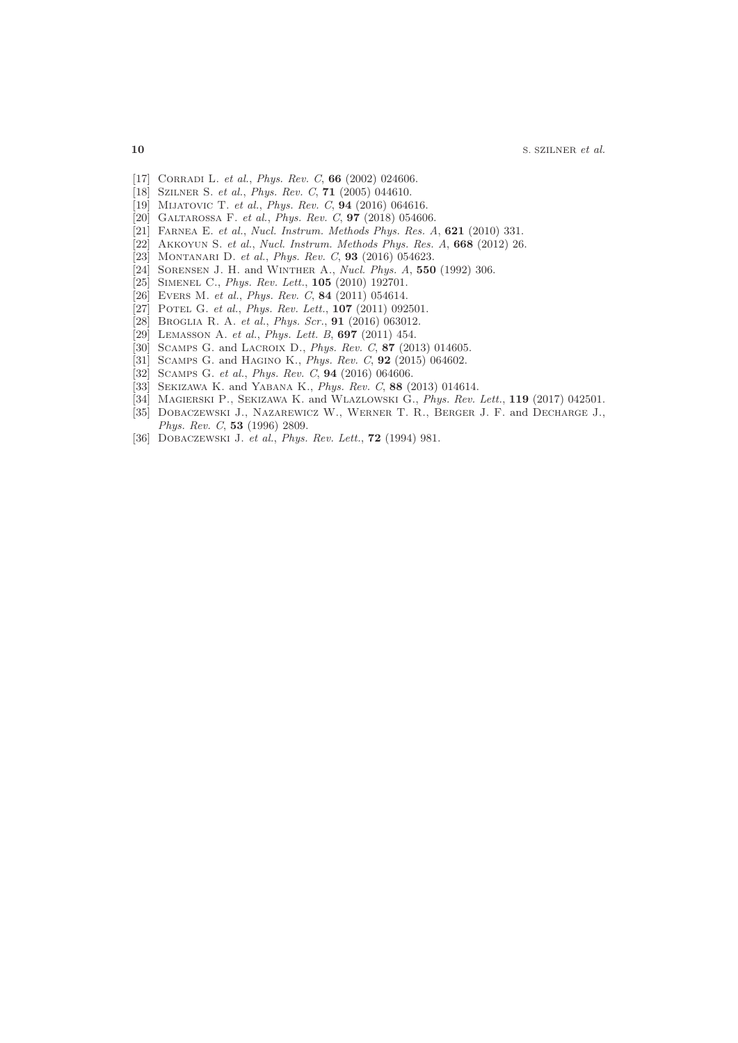[17] Corradi L. *et al.*, *Phys. Rev. C*, **66** (2002) 024606.
[18] Szilner S. *et al.*, *Phys. Rev. C*, **71** (2005) 044610.
[19] Mijatovic T. *et al.*, *Phys. Rev. C*, **94** (2016) 064616.
[20] Galtarossa F. *et al.*, *Phys. Rev. C*, **97** (2018) 054606.
[21] Farnea E. *et al.*, *Nucl. Instrum. Methods Phys. Res. A*, **621** (2010) 331.
[22] Akkoyun S. *et al.*, *Nucl. Instrum. Methods Phys. Res. A*, **668** (2012) 26.
[23] Montanari D. *et al.*, *Phys. Rev. C*, **93** (2016) 054623.
[24] Sorensen J. H. and Winther A., *Nucl. Phys. A*, **550** (1992) 306.
[25] Simenel C., *Phys. Rev. Lett.*, **105** (2010) 192701.
[26] Evers M. *et al.*, *Phys. Rev. C*, **84** (2011) 054614.
[27] Potel G. *et al.*, *Phys. Rev. Lett.*, **107** (2011) 092501.
[28] Broglia R. A. *et al.*, *Phys. Scr.*, **91** (2016) 063012.
[29] Lemasson A. *et al.*, *Phys. Lett. B*, **697** (2011) 454.
[30] Scamps G. and Lacroix D., *Phys. Rev. C*, **87** (2013) 014605.
[31] Scamps G. and Hagino K., *Phys. Rev. C*, **92** (2015) 064602.
[32] Scamps G. *et al.*, *Phys. Rev. C*, **94** (2016) 064606.
[33] Sekizawa K. and Yabana K., *Phys. Rev. C*, **88** (2013) 014614.
[34] Magierski P., Sekizawa K. and Wlazlowski G., *Phys. Rev. Lett.*, **119** (2017) 042501.
[35] Dobaczewski J., Nazarewicz W., Werner T. R., Berger J. F. and Decharge J., *Phys. Rev. C*, **53** (1996) 2809.
[36] Dobaczewski J. *et al.*, *Phys. Rev. Lett.*, **72** (1994) 981.